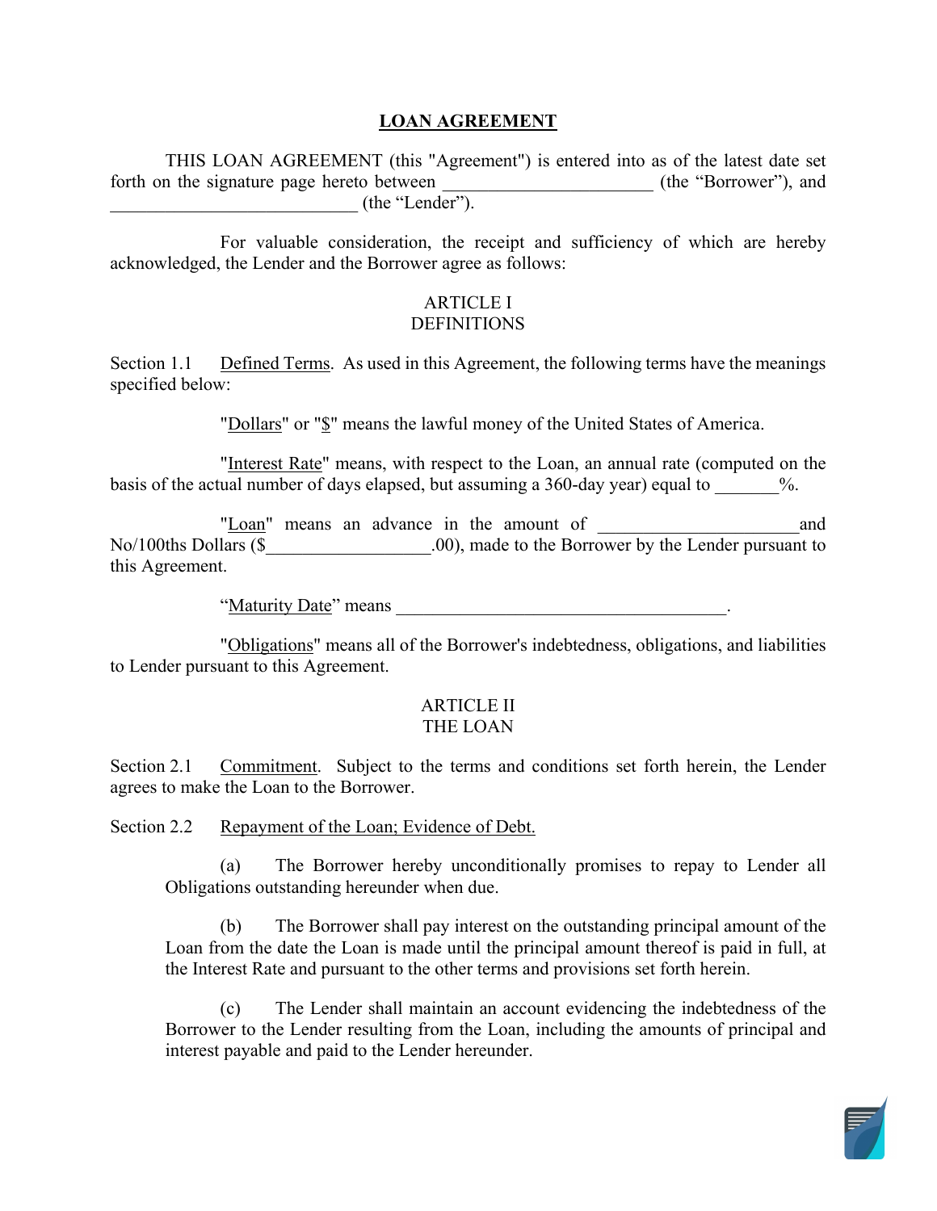# LOAN AGREEMENT

THIS LOAN AGREEMENT (this "Agreement") is entered into as of the latest date set forth on the signature page hereto between _______________________ (the "Borrower"), and ___________________________ (the "Lender").

For valuable consideration, the receipt and sufficiency of which are hereby acknowledged, the Lender and the Borrower agree as follows:

## ARTICLE I
## DEFINITIONS

Section 1.1 Defined Terms. As used in this Agreement, the following terms have the meanings specified below:

"Dollars" or "$" means the lawful money of the United States of America.

"Interest Rate" means, with respect to the Loan, an annual rate (computed on the basis of the actual number of days elapsed, but assuming a 360-day year) equal to _______%.

"Loan" means an advance in the amount of ______________________and No/100ths Dollars ($__________________.00), made to the Borrower by the Lender pursuant to this Agreement.

"Maturity Date" means _____________________________________.

"Obligations" means all of the Borrower's indebtedness, obligations, and liabilities to Lender pursuant to this Agreement.

## ARTICLE II
## THE LOAN

Section 2.1 Commitment. Subject to the terms and conditions set forth herein, the Lender agrees to make the Loan to the Borrower.

Section 2.2 Repayment of the Loan; Evidence of Debt.

(a) The Borrower hereby unconditionally promises to repay to Lender all Obligations outstanding hereunder when due.

(b) The Borrower shall pay interest on the outstanding principal amount of the Loan from the date the Loan is made until the principal amount thereof is paid in full, at the Interest Rate and pursuant to the other terms and provisions set forth herein.

(c) The Lender shall maintain an account evidencing the indebtedness of the Borrower to the Lender resulting from the Loan, including the amounts of principal and interest payable and paid to the Lender hereunder.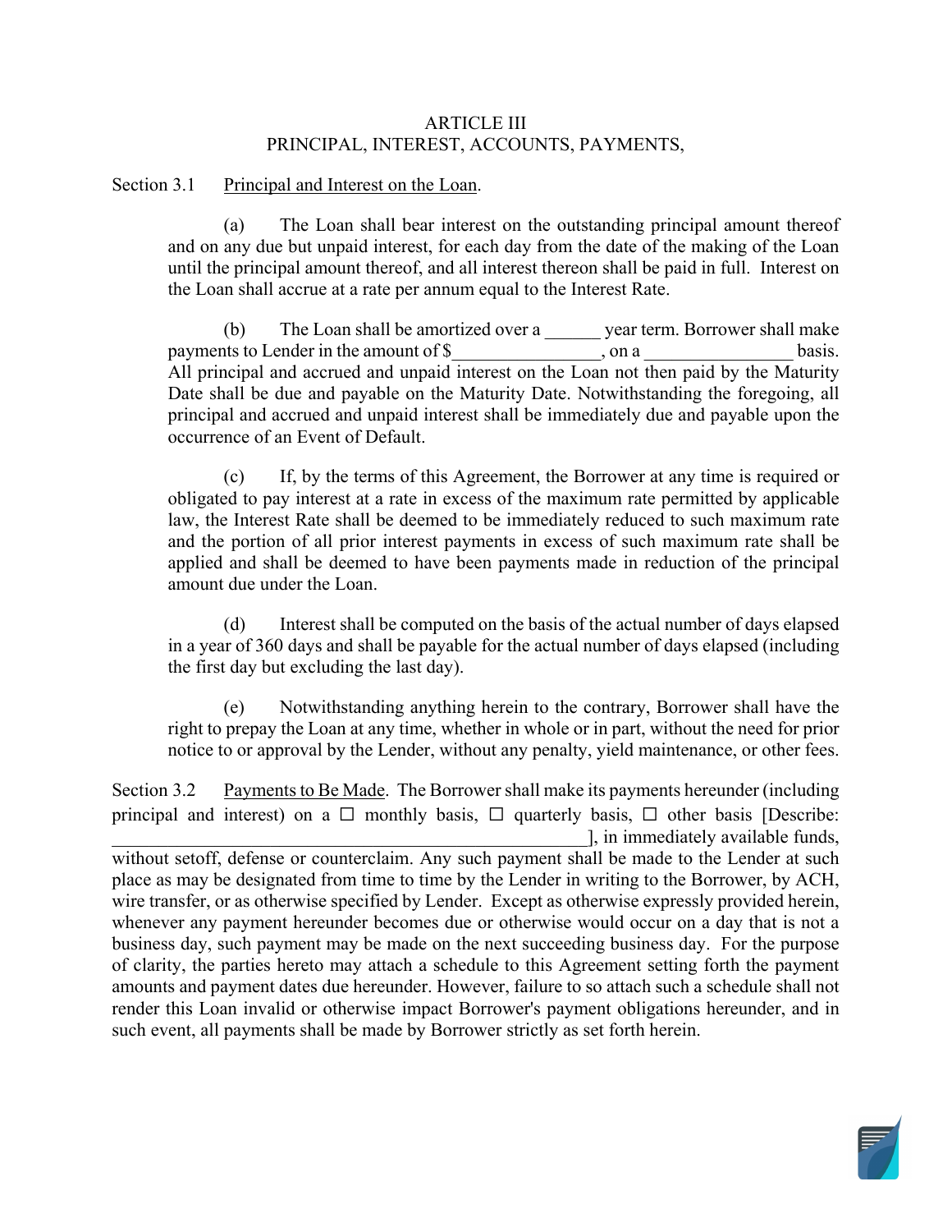ARTICLE III
PRINCIPAL, INTEREST, ACCOUNTS, PAYMENTS,

Section 3.1 Principal and Interest on the Loan.

(a) The Loan shall bear interest on the outstanding principal amount thereof and on any due but unpaid interest, for each day from the date of the making of the Loan until the principal amount thereof, and all interest thereon shall be paid in full. Interest on the Loan shall accrue at a rate per annum equal to the Interest Rate.

(b) The Loan shall be amortized over a ______ year term. Borrower shall make payments to Lender in the amount of $________________, on a ________________ basis. All principal and accrued and unpaid interest on the Loan not then paid by the Maturity Date shall be due and payable on the Maturity Date. Notwithstanding the foregoing, all principal and accrued and unpaid interest shall be immediately due and payable upon the occurrence of an Event of Default.

(c) If, by the terms of this Agreement, the Borrower at any time is required or obligated to pay interest at a rate in excess of the maximum rate permitted by applicable law, the Interest Rate shall be deemed to be immediately reduced to such maximum rate and the portion of all prior interest payments in excess of such maximum rate shall be applied and shall be deemed to have been payments made in reduction of the principal amount due under the Loan.

(d) Interest shall be computed on the basis of the actual number of days elapsed in a year of 360 days and shall be payable for the actual number of days elapsed (including the first day but excluding the last day).

(e) Notwithstanding anything herein to the contrary, Borrower shall have the right to prepay the Loan at any time, whether in whole or in part, without the need for prior notice to or approval by the Lender, without any penalty, yield maintenance, or other fees.

Section 3.2 Payments to Be Made. The Borrower shall make its payments hereunder (including principal and interest) on a ☐ monthly basis, ☐ quarterly basis, ☐ other basis [Describe: ____________________________________________________], in immediately available funds, without setoff, defense or counterclaim. Any such payment shall be made to the Lender at such place as may be designated from time to time by the Lender in writing to the Borrower, by ACH, wire transfer, or as otherwise specified by Lender. Except as otherwise expressly provided herein, whenever any payment hereunder becomes due or otherwise would occur on a day that is not a business day, such payment may be made on the next succeeding business day. For the purpose of clarity, the parties hereto may attach a schedule to this Agreement setting forth the payment amounts and payment dates due hereunder. However, failure to so attach such a schedule shall not render this Loan invalid or otherwise impact Borrower's payment obligations hereunder, and in such event, all payments shall be made by Borrower strictly as set forth herein.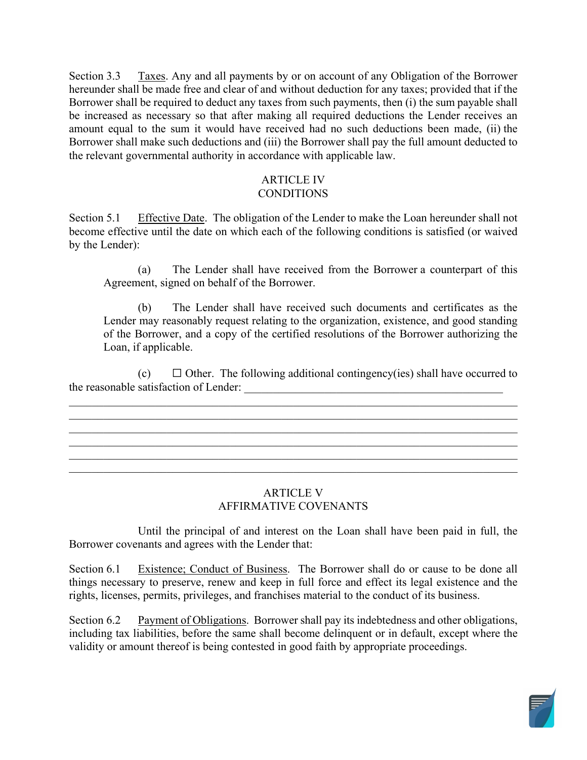Section 3.3 Taxes. Any and all payments by or on account of any Obligation of the Borrower hereunder shall be made free and clear of and without deduction for any taxes; provided that if the Borrower shall be required to deduct any taxes from such payments, then (i) the sum payable shall be increased as necessary so that after making all required deductions the Lender receives an amount equal to the sum it would have received had no such deductions been made, (ii) the Borrower shall make such deductions and (iii) the Borrower shall pay the full amount deducted to the relevant governmental authority in accordance with applicable law.

## ARTICLE IV
## CONDITIONS

Section 5.1 Effective Date. The obligation of the Lender to make the Loan hereunder shall not become effective until the date on which each of the following conditions is satisfied (or waived by the Lender):

(a) The Lender shall have received from the Borrower a counterpart of this Agreement, signed on behalf of the Borrower.

(b) The Lender shall have received such documents and certificates as the Lender may reasonably request relating to the organization, existence, and good standing of the Borrower, and a copy of the certified resolutions of the Borrower authorizing the Loan, if applicable.

(c) ☐ Other. The following additional contingency(ies) shall have occurred to the reasonable satisfaction of Lender: ______________________________________________
_____________________________________________________________________________
_____________________________________________________________________________
_____________________________________________________________________________
_____________________________________________________________________________
_____________________________________________________________________________
_____________________________________________________________________________

## ARTICLE V
## AFFIRMATIVE COVENANTS

Until the principal of and interest on the Loan shall have been paid in full, the Borrower covenants and agrees with the Lender that:

Section 6.1 Existence; Conduct of Business. The Borrower shall do or cause to be done all things necessary to preserve, renew and keep in full force and effect its legal existence and the rights, licenses, permits, privileges, and franchises material to the conduct of its business.

Section 6.2 Payment of Obligations. Borrower shall pay its indebtedness and other obligations, including tax liabilities, before the same shall become delinquent or in default, except where the validity or amount thereof is being contested in good faith by appropriate proceedings.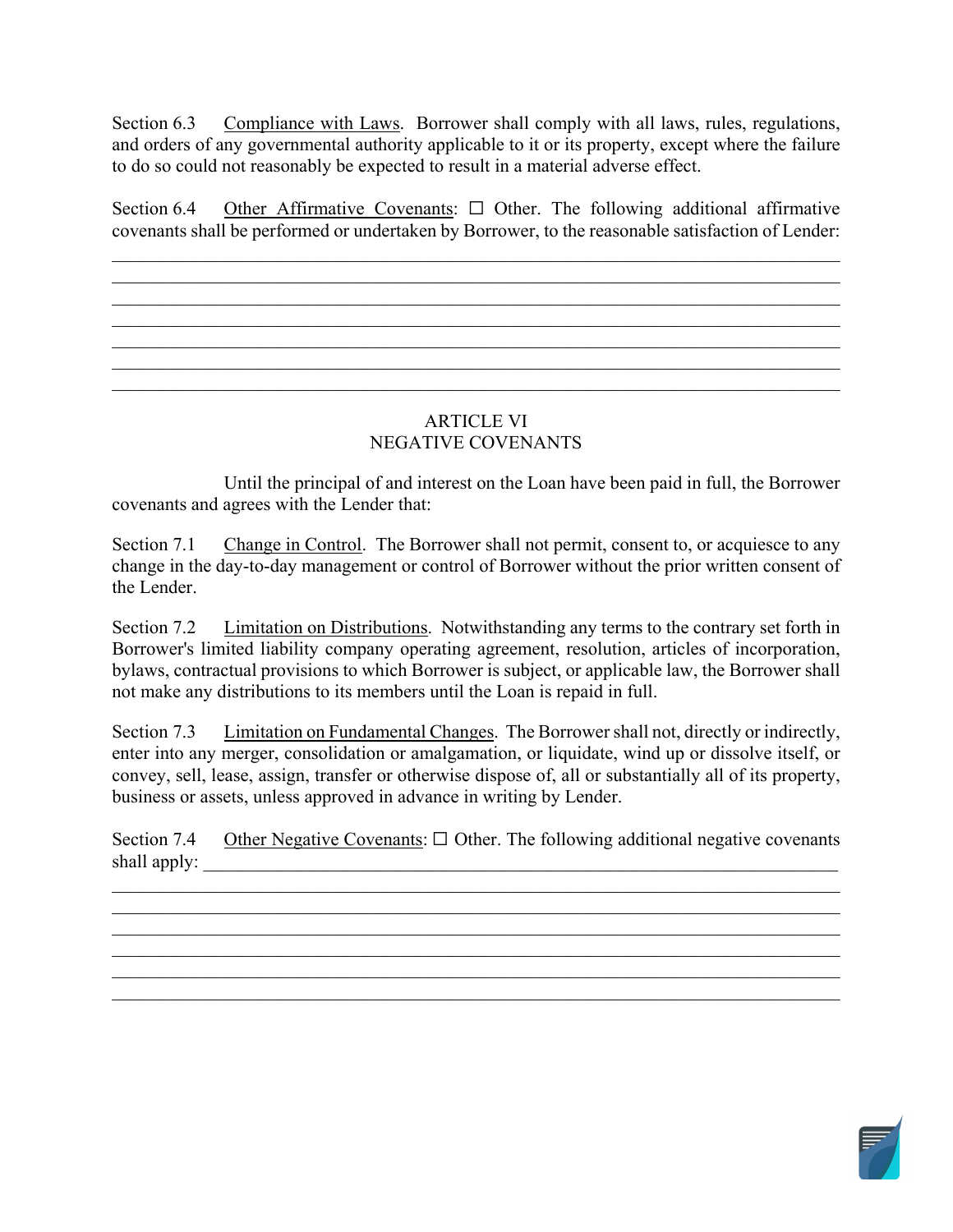Section 6.3 Compliance with Laws. Borrower shall comply with all laws, rules, regulations, and orders of any governmental authority applicable to it or its property, except where the failure to do so could not reasonably be expected to result in a material adverse effect.

Section 6.4 Other Affirmative Covenants: ☐ Other. The following additional affirmative covenants shall be performed or undertaken by Borrower, to the reasonable satisfaction of Lender:

_______________________________________________________________________________
_______________________________________________________________________________
_______________________________________________________________________________
_______________________________________________________________________________
_______________________________________________________________________________
_______________________________________________________________________________
_______________________________________________________________________________

## ARTICLE VI
## NEGATIVE COVENANTS

Until the principal of and interest on the Loan have been paid in full, the Borrower covenants and agrees with the Lender that:

Section 7.1 Change in Control. The Borrower shall not permit, consent to, or acquiesce to any change in the day-to-day management or control of Borrower without the prior written consent of the Lender.

Section 7.2 Limitation on Distributions. Notwithstanding any terms to the contrary set forth in Borrower's limited liability company operating agreement, resolution, articles of incorporation, bylaws, contractual provisions to which Borrower is subject, or applicable law, the Borrower shall not make any distributions to its members until the Loan is repaid in full.

Section 7.3 Limitation on Fundamental Changes. The Borrower shall not, directly or indirectly, enter into any merger, consolidation or amalgamation, or liquidate, wind up or dissolve itself, or convey, sell, lease, assign, transfer or otherwise dispose of, all or substantially all of its property, business or assets, unless approved in advance in writing by Lender.

Section 7.4 Other Negative Covenants: ☐ Other. The following additional negative covenants shall apply: ____________________________________________________________________

_______________________________________________________________________________
_______________________________________________________________________________
_______________________________________________________________________________
_______________________________________________________________________________
_______________________________________________________________________________
_______________________________________________________________________________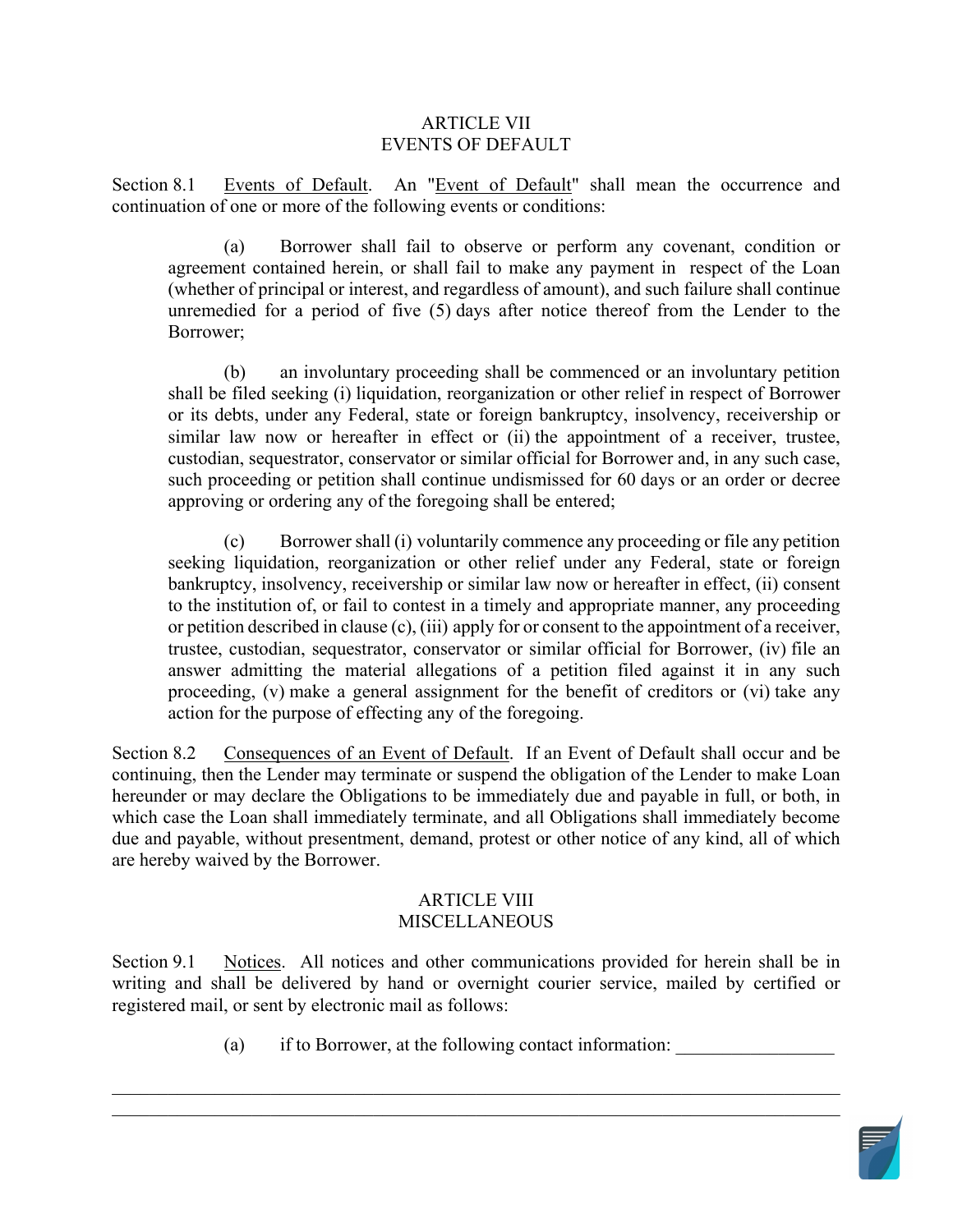## ARTICLE VII
## EVENTS OF DEFAULT

Section 8.1 Events of Default. An "Event of Default" shall mean the occurrence and continuation of one or more of the following events or conditions:

(a) Borrower shall fail to observe or perform any covenant, condition or agreement contained herein, or shall fail to make any payment in respect of the Loan (whether of principal or interest, and regardless of amount), and such failure shall continue unremedied for a period of five (5) days after notice thereof from the Lender to the Borrower;

(b) an involuntary proceeding shall be commenced or an involuntary petition shall be filed seeking (i) liquidation, reorganization or other relief in respect of Borrower or its debts, under any Federal, state or foreign bankruptcy, insolvency, receivership or similar law now or hereafter in effect or (ii) the appointment of a receiver, trustee, custodian, sequestrator, conservator or similar official for Borrower and, in any such case, such proceeding or petition shall continue undismissed for 60 days or an order or decree approving or ordering any of the foregoing shall be entered;

(c) Borrower shall (i) voluntarily commence any proceeding or file any petition seeking liquidation, reorganization or other relief under any Federal, state or foreign bankruptcy, insolvency, receivership or similar law now or hereafter in effect, (ii) consent to the institution of, or fail to contest in a timely and appropriate manner, any proceeding or petition described in clause (c), (iii) apply for or consent to the appointment of a receiver, trustee, custodian, sequestrator, conservator or similar official for Borrower, (iv) file an answer admitting the material allegations of a petition filed against it in any such proceeding, (v) make a general assignment for the benefit of creditors or (vi) take any action for the purpose of effecting any of the foregoing.

Section 8.2 Consequences of an Event of Default. If an Event of Default shall occur and be continuing, then the Lender may terminate or suspend the obligation of the Lender to make Loan hereunder or may declare the Obligations to be immediately due and payable in full, or both, in which case the Loan shall immediately terminate, and all Obligations shall immediately become due and payable, without presentment, demand, protest or other notice of any kind, all of which are hereby waived by the Borrower.

## ARTICLE VIII
## MISCELLANEOUS

Section 9.1 Notices. All notices and other communications provided for herein shall be in writing and shall be delivered by hand or overnight courier service, mailed by certified or registered mail, or sent by electronic mail as follows:

(a) if to Borrower, at the following contact information: _________________

_____________________________________________________________________________

_____________________________________________________________________________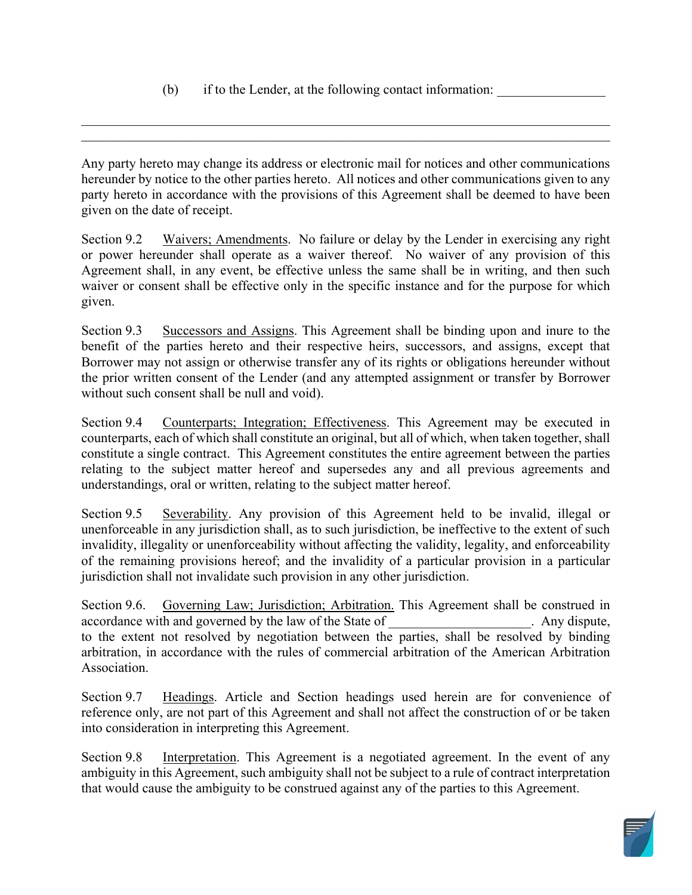(b) if to the Lender, at the following contact information: ________________

______________________________________________________________________________

______________________________________________________________________________

Any party hereto may change its address or electronic mail for notices and other communications hereunder by notice to the other parties hereto. All notices and other communications given to any party hereto in accordance with the provisions of this Agreement shall be deemed to have been given on the date of receipt.

Section 9.2 Waivers; Amendments. No failure or delay by the Lender in exercising any right or power hereunder shall operate as a waiver thereof. No waiver of any provision of this Agreement shall, in any event, be effective unless the same shall be in writing, and then such waiver or consent shall be effective only in the specific instance and for the purpose for which given.

Section 9.3 Successors and Assigns. This Agreement shall be binding upon and inure to the benefit of the parties hereto and their respective heirs, successors, and assigns, except that Borrower may not assign or otherwise transfer any of its rights or obligations hereunder without the prior written consent of the Lender (and any attempted assignment or transfer by Borrower without such consent shall be null and void).

Section 9.4 Counterparts; Integration; Effectiveness. This Agreement may be executed in counterparts, each of which shall constitute an original, but all of which, when taken together, shall constitute a single contract. This Agreement constitutes the entire agreement between the parties relating to the subject matter hereof and supersedes any and all previous agreements and understandings, oral or written, relating to the subject matter hereof.

Section 9.5 Severability. Any provision of this Agreement held to be invalid, illegal or unenforceable in any jurisdiction shall, as to such jurisdiction, be ineffective to the extent of such invalidity, illegality or unenforceability without affecting the validity, legality, and enforceability of the remaining provisions hereof; and the invalidity of a particular provision in a particular jurisdiction shall not invalidate such provision in any other jurisdiction.

Section 9.6. Governing Law; Jurisdiction; Arbitration. This Agreement shall be construed in accordance with and governed by the law of the State of ______________________. Any dispute, to the extent not resolved by negotiation between the parties, shall be resolved by binding arbitration, in accordance with the rules of commercial arbitration of the American Arbitration Association.

Section 9.7 Headings. Article and Section headings used herein are for convenience of reference only, are not part of this Agreement and shall not affect the construction of or be taken into consideration in interpreting this Agreement.

Section 9.8 Interpretation. This Agreement is a negotiated agreement. In the event of any ambiguity in this Agreement, such ambiguity shall not be subject to a rule of contract interpretation that would cause the ambiguity to be construed against any of the parties to this Agreement.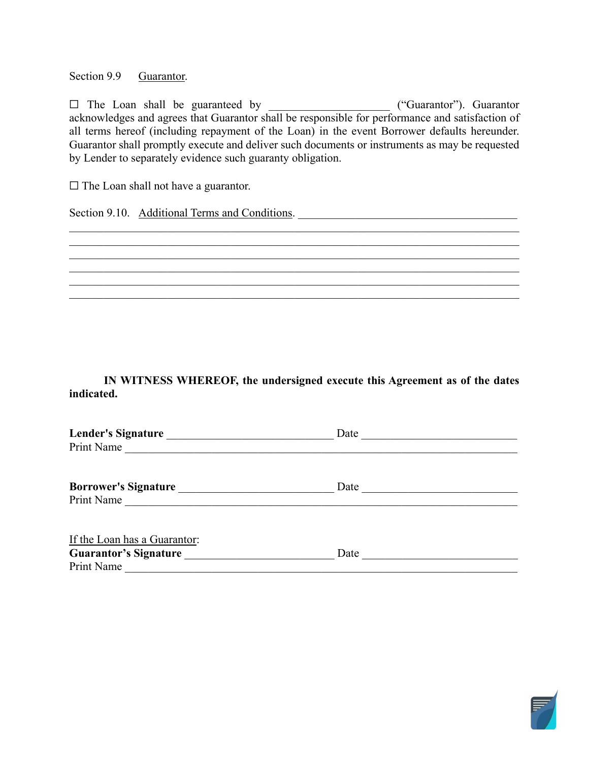Section 9.9 Guarantor.

☐ The Loan shall be guaranteed by ____________________ ("Guarantor"). Guarantor acknowledges and agrees that Guarantor shall be responsible for performance and satisfaction of all terms hereof (including repayment of the Loan) in the event Borrower defaults hereunder. Guarantor shall promptly execute and deliver such documents or instruments as may be requested by Lender to separately evidence such guaranty obligation.

☐ The Loan shall not have a guarantor.

Section 9.10. Additional Terms and Conditions. ____________________________________
_____________________________________________________________________________
_____________________________________________________________________________
_____________________________________________________________________________
_____________________________________________________________________________
_____________________________________________________________________________
_____________________________________________________________________________

**IN WITNESS WHEREOF, the undersigned execute this Agreement as of the dates indicated.**

**Lender's Signature** ____________________________ Date __________________________
Print Name ______________________________________________________________________

**Borrower's Signature** __________________________ Date __________________________
Print Name ______________________________________________________________________

If the Loan has a Guarantor:
**Guarantor's Signature** _________________________ Date __________________________
Print Name ______________________________________________________________________